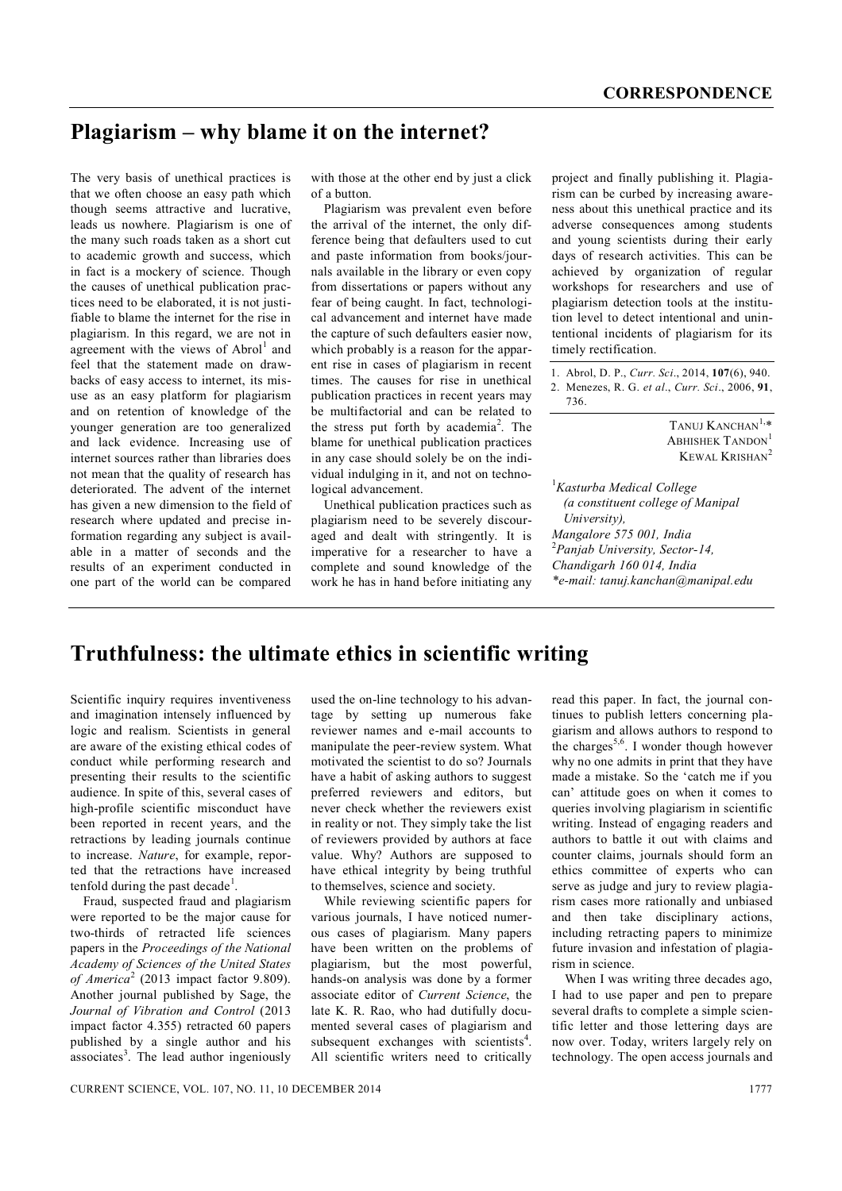## CORRESPONDENCE

# Plagiarism – why blame it on the internet?

The very basis of unethical practices is that we often choose an easy path which though seems attractive and lucrative, leads us nowhere. Plagiarism is one of the many such roads taken as a short cut to academic growth and success, which in fact is a mockery of science. Though the causes of unethical publication practices need to be elaborated, it is not justifiable to blame the internet for the rise in plagiarism. In this regard, we are not in agreement with the views of Abrol[1] and feel that the statement made on drawbacks of easy access to internet, its misuse as an easy platform for plagiarism and on retention of knowledge of the younger generation are too generalized and lack evidence. Increasing use of internet sources rather than libraries does not mean that the quality of research has deteriorated. The advent of the internet has given a new dimension to the field of research where updated and precise information regarding any subject is available in a matter of seconds and the results of an experiment conducted in one part of the world can be compared with those at the other end by just a click of a button.

Plagiarism was prevalent even before the arrival of the internet, the only difference being that defaulters used to cut and paste information from books/journals available in the library or even copy from dissertations or papers without any fear of being caught. In fact, technological advancement and internet have made the capture of such defaulters easier now, which probably is a reason for the apparent rise in cases of plagiarism in recent times. The causes for rise in unethical publication practices in recent years may be multifactorial and can be related to the stress put forth by academia[2]. The blame for unethical publication practices in any case should solely be on the individual indulging in it, and not on technological advancement.

Unethical publication practices such as plagiarism need to be severely discouraged and dealt with stringently. It is imperative for a researcher to have a complete and sound knowledge of the work he has in hand before initiating any project and finally publishing it. Plagiarism can be curbed by increasing awareness about this unethical practice and its adverse consequences among students and young scientists during their early days of research activities. This can be achieved by organization of regular workshops for researchers and use of plagiarism detection tools at the institution level to detect intentional and unintentional incidents of plagiarism for its timely rectification.

1. Abrol, D. P., *Curr. Sci*., 2014, **107**(6), 940.
2. Menezes, R. G. *et al*., *Curr. Sci*., 2006, **91**, 736.

TANUJ KANCHAN[1,*]
ABHISHEK TANDON[1]
KEWAL KRISHAN[2]

[1]*Kasturba Medical College (a constituent college of Manipal University), Mangalore 575 001, India*
[2]*Panjab University, Sector-14, Chandigarh 160 014, India*
*\*e-mail: tanuj.kanchan@manipal.edu*

# Truthfulness: the ultimate ethics in scientific writing

Scientific inquiry requires inventiveness and imagination intensely influenced by logic and realism. Scientists in general are aware of the existing ethical codes of conduct while performing research and presenting their results to the scientific audience. In spite of this, several cases of high-profile scientific misconduct have been reported in recent years, and the retractions by leading journals continue to increase. *Nature*, for example, reported that the retractions have increased tenfold during the past decade[1].

Fraud, suspected fraud and plagiarism were reported to be the major cause for two-thirds of retracted life sciences papers in the *Proceedings of the National Academy of Sciences of the United States of America*[2] (2013 impact factor 9.809). Another journal published by Sage, the *Journal of Vibration and Control* (2013 impact factor 4.355) retracted 60 papers published by a single author and his associates[3]. The lead author ingeniously used the on-line technology to his advantage by setting up numerous fake reviewer names and e-mail accounts to manipulate the peer-review system. What motivated the scientist to do so? Journals have a habit of asking authors to suggest preferred reviewers and editors, but never check whether the reviewers exist in reality or not. They simply take the list of reviewers provided by authors at face value. Why? Authors are supposed to have ethical integrity by being truthful to themselves, science and society.

While reviewing scientific papers for various journals, I have noticed numerous cases of plagiarism. Many papers have been written on the problems of plagiarism, but the most powerful, hands-on analysis was done by a former associate editor of *Current Science*, the late K. R. Rao, who had dutifully documented several cases of plagiarism and subsequent exchanges with scientists[4]. All scientific writers need to critically read this paper. In fact, the journal continues to publish letters concerning plagiarism and allows authors to respond to the charges[5,6]. I wonder though however why no one admits in print that they have made a mistake. So the 'catch me if you can' attitude goes on when it comes to queries involving plagiarism in scientific writing. Instead of engaging readers and authors to battle it out with claims and counter claims, journals should form an ethics committee of experts who can serve as judge and jury to review plagiarism cases more rationally and unbiased and then take disciplinary actions, including retracting papers to minimize future invasion and infestation of plagiarism in science.

When I was writing three decades ago, I had to use paper and pen to prepare several drafts to complete a simple scientific letter and those lettering days are now over. Today, writers largely rely on technology. The open access journals and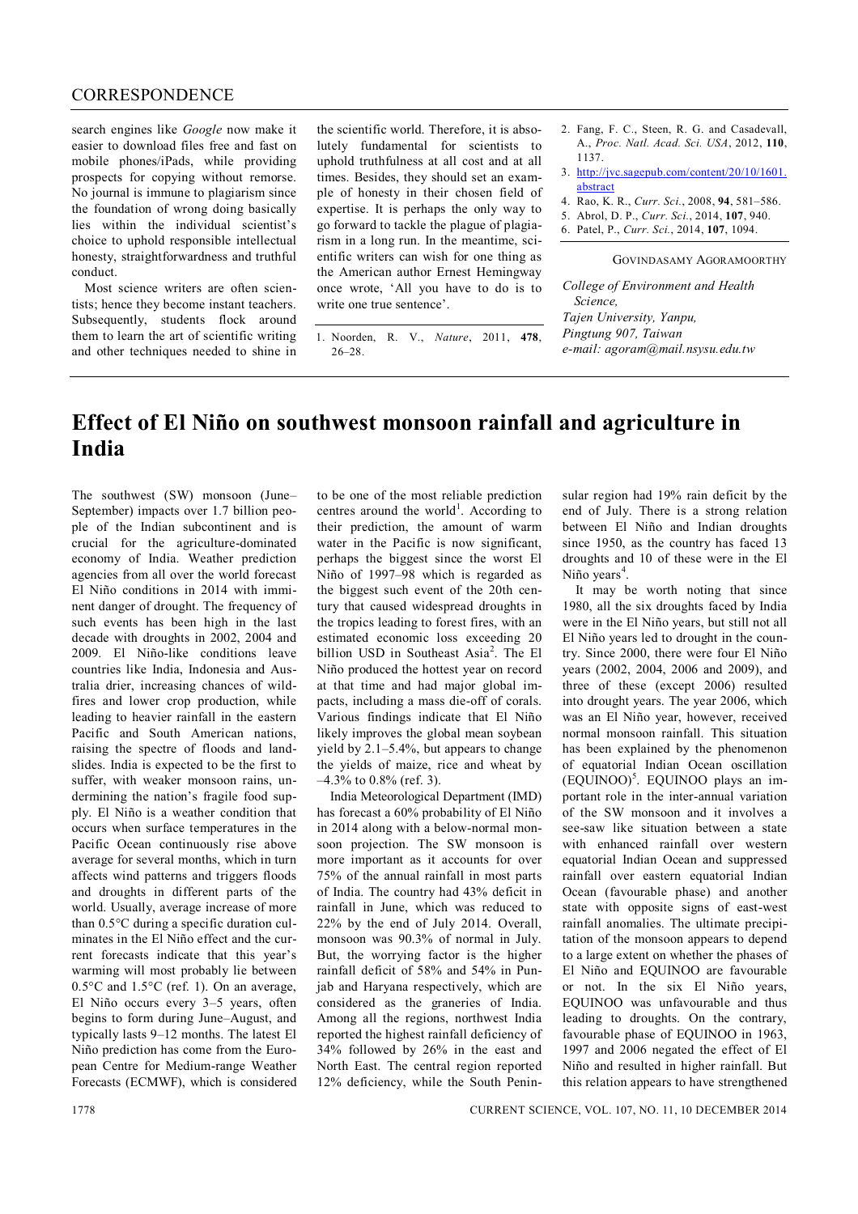search engines like *Google* now make it easier to download files free and fast on mobile phones/iPads, while providing prospects for copying without remorse. No journal is immune to plagiarism since the foundation of wrong doing basically lies within the individual scientist's choice to uphold responsible intellectual honesty, straightforwardness and truthful conduct.

Most science writers are often scientists; hence they become instant teachers. Subsequently, students flock around them to learn the art of scientific writing and other techniques needed to shine in the scientific world. Therefore, it is absolutely fundamental for scientists to uphold truthfulness at all cost and at all times. Besides, they should set an example of honesty in their chosen field of expertise. It is perhaps the only way to go forward to tackle the plague of plagiarism in a long run. In the meantime, scientific writers can wish for one thing as the American author Ernest Hemingway once wrote, 'All you have to do is to write one true sentence'.

1. Noorden, R. V., *Nature*, 2011, **478**, 26–28.
2. Fang, F. C., Steen, R. G. and Casadevall, A., *Proc. Natl. Acad. Sci. USA*, 2012, **110**, 1137.
3. http://jvc.sagepub.com/content/20/10/1601.abstract
4. Rao, K. R., *Curr. Sci.*, 2008, **94**, 581–586.
5. Abrol, D. P., *Curr. Sci.*, 2014, **107**, 940.
6. Patel, P., *Curr. Sci.*, 2014, **107**, 1094.

GOVINDASAMY AGORAMOORTHY

*College of Environment and Health Science,*
*Tajen University, Yanpu,*
*Pingtung 907, Taiwan*
*e-mail: agoram@mail.nsysu.edu.tw*

# Effect of El Niño on southwest monsoon rainfall and agriculture in India

The southwest (SW) monsoon (June–September) impacts over 1.7 billion people of the Indian subcontinent and is crucial for the agriculture-dominated economy of India. Weather prediction agencies from all over the world forecast El Niño conditions in 2014 with imminent danger of drought. The frequency of such events has been high in the last decade with droughts in 2002, 2004 and 2009. El Niño-like conditions leave countries like India, Indonesia and Australia drier, increasing chances of wildfires and lower crop production, while leading to heavier rainfall in the eastern Pacific and South American nations, raising the spectre of floods and landslides. India is expected to be the first to suffer, with weaker monsoon rains, undermining the nation's fragile food supply. El Niño is a weather condition that occurs when surface temperatures in the Pacific Ocean continuously rise above average for several months, which in turn affects wind patterns and triggers floods and droughts in different parts of the world. Usually, average increase of more than 0.5°C during a specific duration culminates in the El Niño effect and the current forecasts indicate that this year's warming will most probably lie between 0.5°C and 1.5°C (ref. 1). On an average, El Niño occurs every 3–5 years, often begins to form during June–August, and typically lasts 9–12 months. The latest El Niño prediction has come from the European Centre for Medium-range Weather Forecasts (ECMWF), which is considered to be one of the most reliable prediction centres around the world[1]. According to their prediction, the amount of warm water in the Pacific is now significant, perhaps the biggest since the worst El Niño of 1997–98 which is regarded as the biggest such event of the 20th century that caused widespread droughts in the tropics leading to forest fires, with an estimated economic loss exceeding 20 billion USD in Southeast Asia[2]. The El Niño produced the hottest year on record at that time and had major global impacts, including a mass die-off of corals. Various findings indicate that El Niño likely improves the global mean soybean yield by 2.1–5.4%, but appears to change the yields of maize, rice and wheat by –4.3% to 0.8% (ref. 3).

India Meteorological Department (IMD) has forecast a 60% probability of El Niño in 2014 along with a below-normal monsoon projection. The SW monsoon is more important as it accounts for over 75% of the annual rainfall in most parts of India. The country had 43% deficit in rainfall in June, which was reduced to 22% by the end of July 2014. Overall, monsoon was 90.3% of normal in July. But, the worrying factor is the higher rainfall deficit of 58% and 54% in Punjab and Haryana respectively, which are considered as the graneries of India. Among all the regions, northwest India reported the highest rainfall deficiency of 34% followed by 26% in the east and North East. The central region reported 12% deficiency, while the South Peninsular region had 19% rain deficit by the end of July. There is a strong relation between El Niño and Indian droughts since 1950, as the country has faced 13 droughts and 10 of these were in the El Niño years[4].

It may be worth noting that since 1980, all the six droughts faced by India were in the El Niño years, but still not all El Niño years led to drought in the country. Since 2000, there were four El Niño years (2002, 2004, 2006 and 2009), and three of these (except 2006) resulted into drought years. The year 2006, which was an El Niño year, however, received normal monsoon rainfall. This situation has been explained by the phenomenon of equatorial Indian Ocean oscillation (EQUINOO)[5]. EQUINOO plays an important role in the inter-annual variation of the SW monsoon and it involves a see-saw like situation between a state with enhanced rainfall over western equatorial Indian Ocean and suppressed rainfall over eastern equatorial Indian Ocean (favourable phase) and another state with opposite signs of east-west rainfall anomalies. The ultimate precipitation of the monsoon appears to depend to a large extent on whether the phases of El Niño and EQUINOO are favourable or not. In the six El Niño years, EQUINOO was unfavourable and thus leading to droughts. On the contrary, favourable phase of EQUINOO in 1963, 1997 and 2006 negated the effect of El Niño and resulted in higher rainfall. But this relation appears to have strengthened